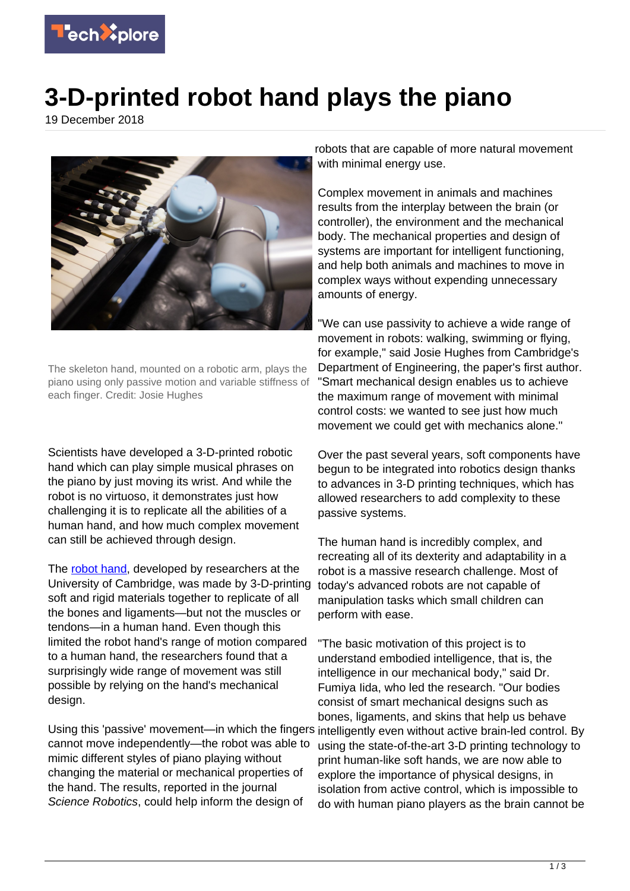# 3-D-printed robot hand plays the piano

19 December 2018

The skeleton hand, mounted on a robotic arm, plays the piano using only passive motion and variable stiffness of each finger. Credit: Josie Hughes

Scientists have developed a 3-D-printed robotic hand which can play simple musical phrases on the piano by just moving its wrist. And while the robot is no virtuoso, it demonstrates just how challenging it is to replicate all the abilities of a human hand, and how much complex movement can still be achieved through design.

The robot hand, developed by researchers at the University of Cambridge, was made by 3-D-printing soft and rigid materials together to replicate of all the bones and ligaments—but not the muscles or tendons—in a human hand. Even though this limited the robot hand's range of motion compared to a human hand, the researchers found that a surprisingly wide range of movement was still possible by relying on the hand's mechanical design.

Using this 'passive' movement—in which the fingers cannot move independently—the robot was able to mimic different styles of piano playing without changing the material or mechanical properties of the hand. The results, reported in the journal *Science Robotics*, could help inform the design of robots that are capable of more natural movement with minimal energy use.

Complex movement in animals and machines results from the interplay between the brain (or controller), the environment and the mechanical body. The mechanical properties and design of systems are important for intelligent functioning, and help both animals and machines to move in complex ways without expending unnecessary amounts of energy.

"We can use passivity to achieve a wide range of movement in robots: walking, swimming or flying, for example," said Josie Hughes from Cambridge's Department of Engineering, the paper's first author. "Smart mechanical design enables us to achieve the maximum range of movement with minimal control costs: we wanted to see just how much movement we could get with mechanics alone."

Over the past several years, soft components have begun to be integrated into robotics design thanks to advances in 3-D printing techniques, which has allowed researchers to add complexity to these passive systems.

The human hand is incredibly complex, and recreating all of its dexterity and adaptability in a robot is a massive research challenge. Most of today's advanced robots are not capable of manipulation tasks which small children can perform with ease.

"The basic motivation of this project is to understand embodied intelligence, that is, the intelligence in our mechanical body," said Dr. Fumiya Iida, who led the research. "Our bodies consist of smart mechanical designs such as bones, ligaments, and skins that help us behave intelligently even without active brain-led control. By using the state-of-the-art 3-D printing technology to print human-like soft hands, we are now able to explore the importance of physical designs, in isolation from active control, which is impossible to do with human piano players as the brain cannot be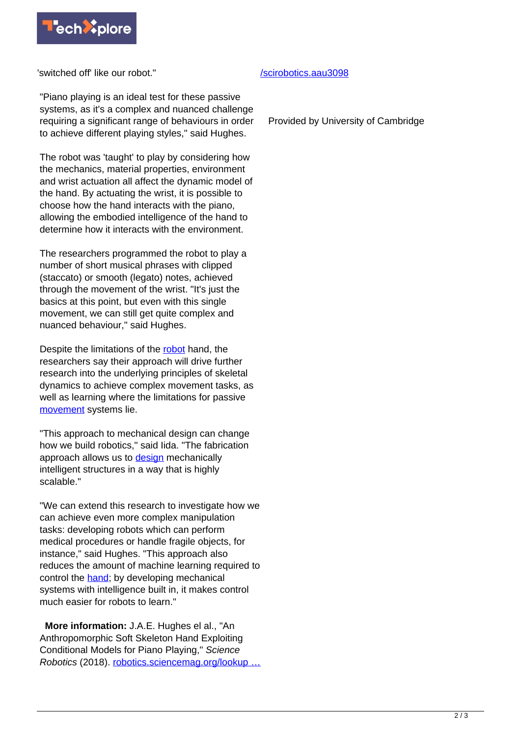'switched off' like our robot."

"Piano playing is an ideal test for these passive systems, as it's a complex and nuanced challenge requiring a significant range of behaviours in order to achieve different playing styles," said Hughes.

The robot was 'taught' to play by considering how the mechanics, material properties, environment and wrist actuation all affect the dynamic model of the hand. By actuating the wrist, it is possible to choose how the hand interacts with the piano, allowing the embodied intelligence of the hand to determine how it interacts with the environment.

The researchers programmed the robot to play a number of short musical phrases with clipped (staccato) or smooth (legato) notes, achieved through the movement of the wrist. "It's just the basics at this point, but even with this single movement, we can still get quite complex and nuanced behaviour," said Hughes.

Despite the limitations of the robot hand, the researchers say their approach will drive further research into the underlying principles of skeletal dynamics to achieve complex movement tasks, as well as learning where the limitations for passive movement systems lie.

"This approach to mechanical design can change how we build robotics," said Iida. "The fabrication approach allows us to design mechanically intelligent structures in a way that is highly scalable."

"We can extend this research to investigate how we can achieve even more complex manipulation tasks: developing robots which can perform medical procedures or handle fragile objects, for instance," said Hughes. "This approach also reduces the amount of machine learning required to control the hand; by developing mechanical systems with intelligence built in, it makes control much easier for robots to learn."

**More information:** J.A.E. Hughes el al., "An Anthropomorphic Soft Skeleton Hand Exploiting Conditional Models for Piano Playing," *Science Robotics* (2018). robotics.sciencemag.org/lookup … /scirobotics.aau3098

Provided by University of Cambridge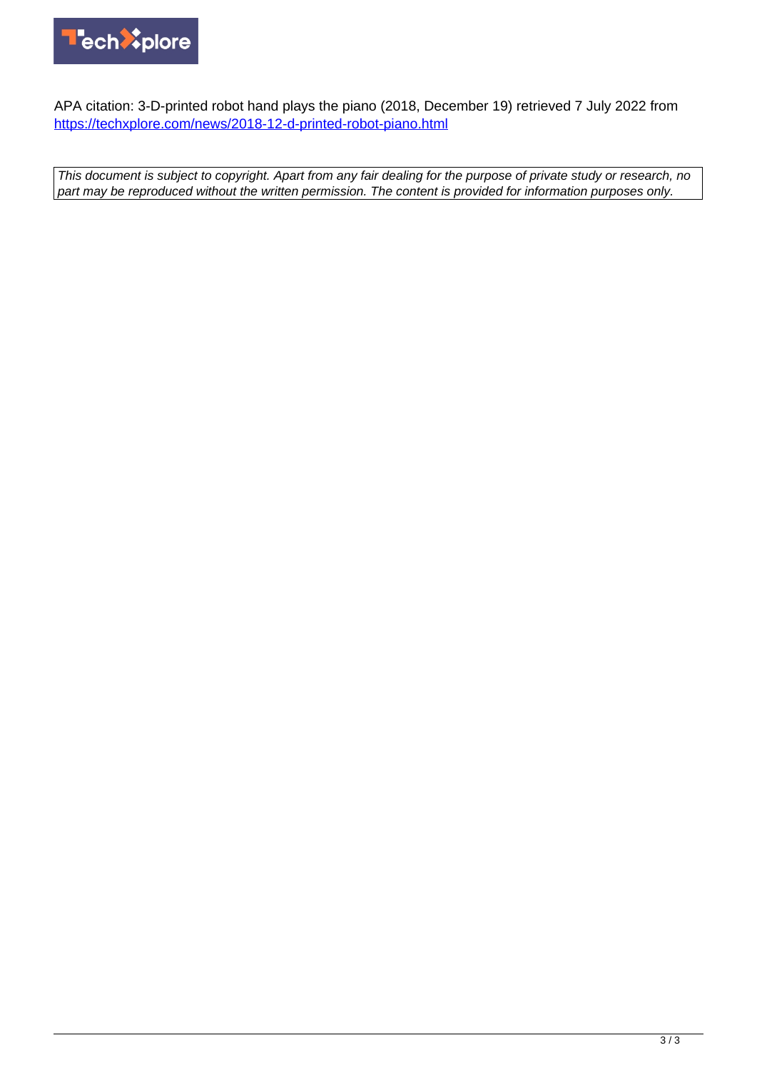APA citation: 3-D-printed robot hand plays the piano (2018, December 19) retrieved 7 July 2022 from https://techxplore.com/news/2018-12-d-printed-robot-piano.html

*This document is subject to copyright. Apart from any fair dealing for the purpose of private study or research, no part may be reproduced without the written permission. The content is provided for information purposes only.*